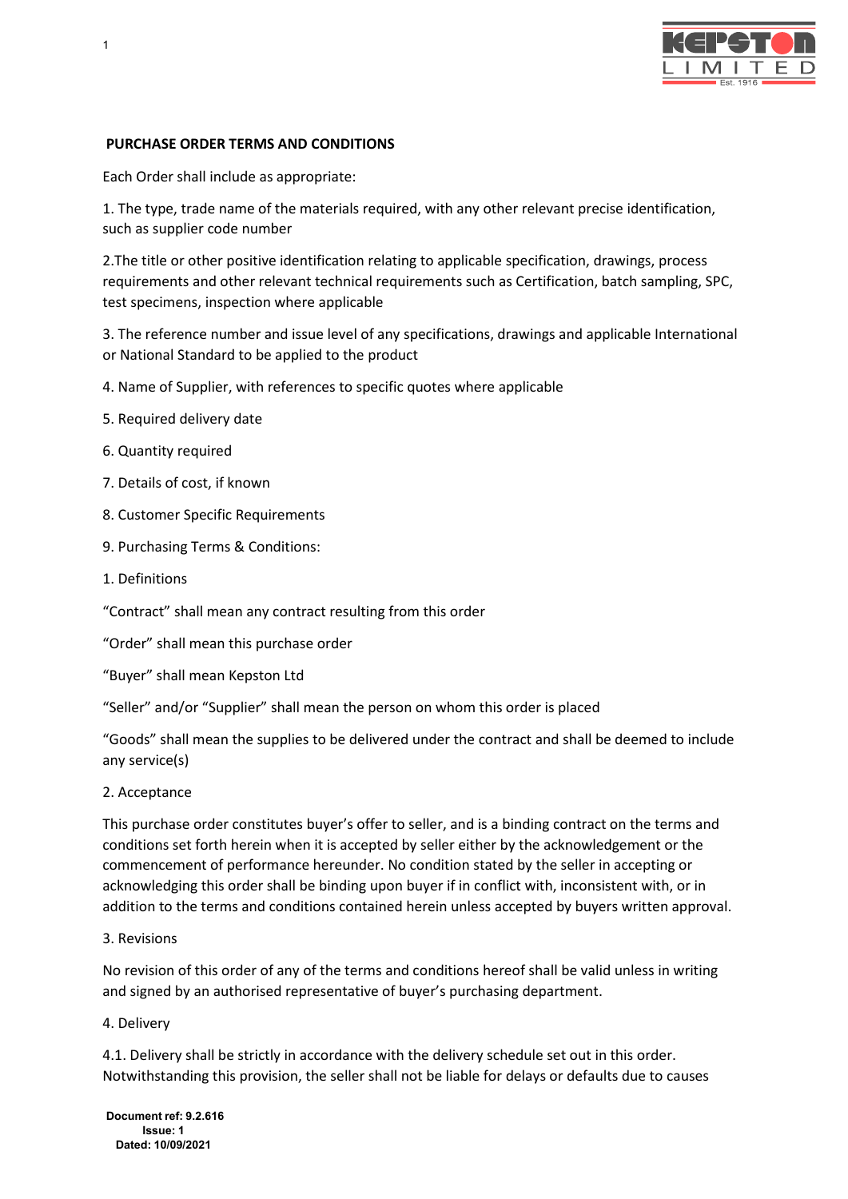## PURCHASE ORDER TERMS AND CONDITIONS

Each Order shall include as appropriate:

1. The type, trade name of the materials required, with any other relevant precise identification, such as supplier code number

2.The title or other positive identification relating to applicable specification, drawings, process requirements and other relevant technical requirements such as Certification, batch sampling, SPC, test specimens, inspection where applicable

3. The reference number and issue level of any specifications, drawings and applicable International or National Standard to be applied to the product

4. Name of Supplier, with references to specific quotes where applicable

5. Required delivery date

6. Quantity required

7. Details of cost, if known

8. Customer Specific Requirements

9. Purchasing Terms & Conditions:

1. Definitions

"Contract" shall mean any contract resulting from this order

"Order" shall mean this purchase order

"Buyer" shall mean Kepston Ltd

"Seller" and/or "Supplier" shall mean the person on whom this order is placed

"Goods" shall mean the supplies to be delivered under the contract and shall be deemed to include any service(s)

2. Acceptance

This purchase order constitutes buyer's offer to seller, and is a binding contract on the terms and conditions set forth herein when it is accepted by seller either by the acknowledgement or the commencement of performance hereunder. No condition stated by the seller in accepting or acknowledging this order shall be binding upon buyer if in conflict with, inconsistent with, or in addition to the terms and conditions contained herein unless accepted by buyers written approval.

3. Revisions

No revision of this order of any of the terms and conditions hereof shall be valid unless in writing and signed by an authorised representative of buyer's purchasing department.

4. Delivery

4.1. Delivery shall be strictly in accordance with the delivery schedule set out in this order. Notwithstanding this provision, the seller shall not be liable for delays or defaults due to causes

**Document ref: 9.2.616**
**Issue: 1**
**Dated: 10/09/2021**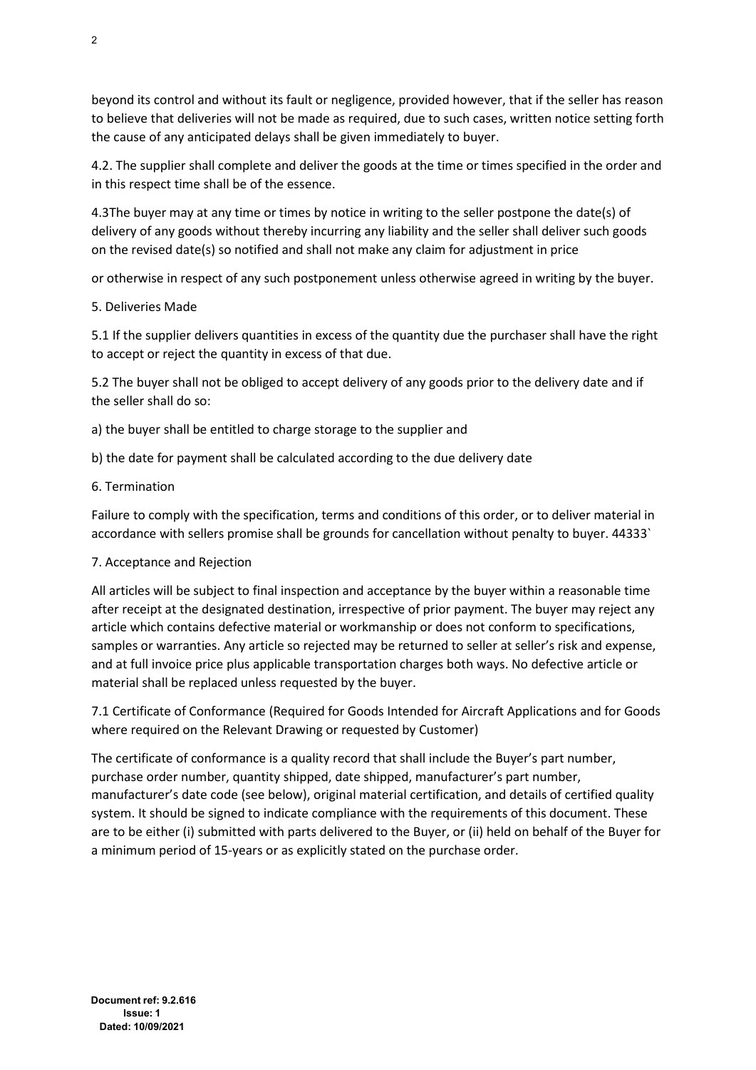beyond its control and without its fault or negligence, provided however, that if the seller has reason to believe that deliveries will not be made as required, due to such cases, written notice setting forth the cause of any anticipated delays shall be given immediately to buyer.

4.2. The supplier shall complete and deliver the goods at the time or times specified in the order and in this respect time shall be of the essence.

4.3The buyer may at any time or times by notice in writing to the seller postpone the date(s) of delivery of any goods without thereby incurring any liability and the seller shall deliver such goods on the revised date(s) so notified and shall not make any claim for adjustment in price

or otherwise in respect of any such postponement unless otherwise agreed in writing by the buyer.

5. Deliveries Made

5.1 If the supplier delivers quantities in excess of the quantity due the purchaser shall have the right to accept or reject the quantity in excess of that due.

5.2 The buyer shall not be obliged to accept delivery of any goods prior to the delivery date and if the seller shall do so:

a) the buyer shall be entitled to charge storage to the supplier and

b) the date for payment shall be calculated according to the due delivery date

6. Termination

Failure to comply with the specification, terms and conditions of this order, or to deliver material in accordance with sellers promise shall be grounds for cancellation without penalty to buyer. 44333`

7. Acceptance and Rejection

All articles will be subject to final inspection and acceptance by the buyer within a reasonable time after receipt at the designated destination, irrespective of prior payment. The buyer may reject any article which contains defective material or workmanship or does not conform to specifications, samples or warranties. Any article so rejected may be returned to seller at seller's risk and expense, and at full invoice price plus applicable transportation charges both ways. No defective article or material shall be replaced unless requested by the buyer.

7.1 Certificate of Conformance (Required for Goods Intended for Aircraft Applications and for Goods where required on the Relevant Drawing or requested by Customer)

The certificate of conformance is a quality record that shall include the Buyer's part number, purchase order number, quantity shipped, date shipped, manufacturer's part number, manufacturer's date code (see below), original material certification, and details of certified quality system. It should be signed to indicate compliance with the requirements of this document. These are to be either (i) submitted with parts delivered to the Buyer, or (ii) held on behalf of the Buyer for a minimum period of 15-years or as explicitly stated on the purchase order.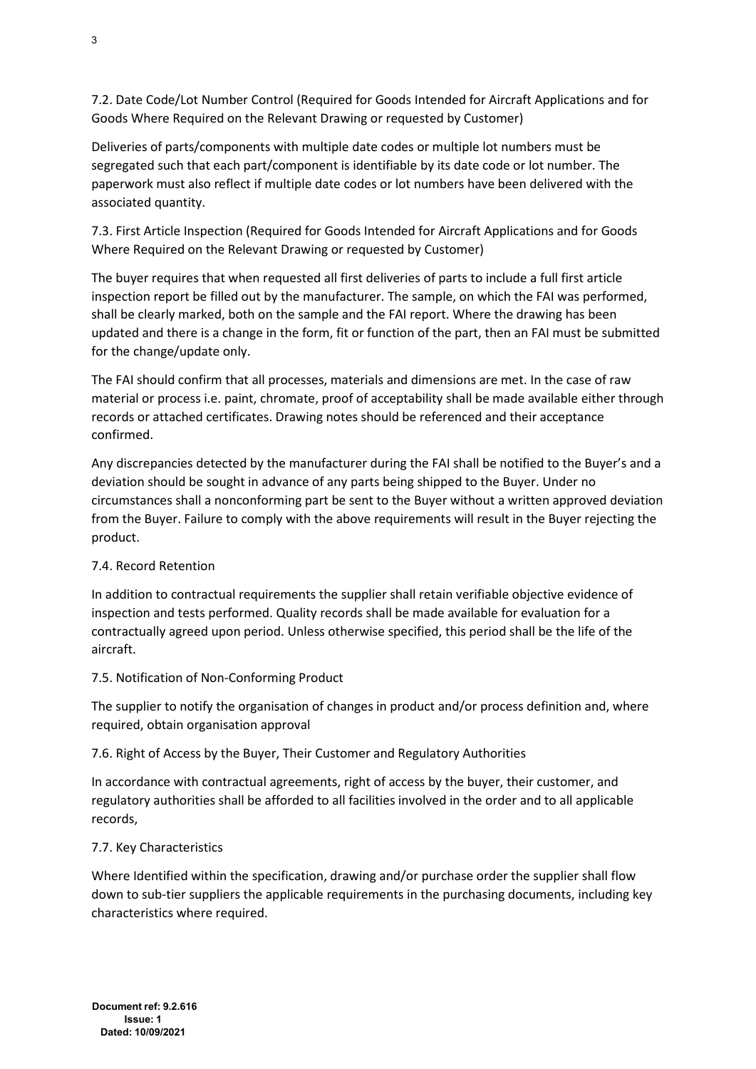7.2. Date Code/Lot Number Control (Required for Goods Intended for Aircraft Applications and for Goods Where Required on the Relevant Drawing or requested by Customer)

Deliveries of parts/components with multiple date codes or multiple lot numbers must be segregated such that each part/component is identifiable by its date code or lot number. The paperwork must also reflect if multiple date codes or lot numbers have been delivered with the associated quantity.

7.3. First Article Inspection (Required for Goods Intended for Aircraft Applications and for Goods Where Required on the Relevant Drawing or requested by Customer)

The buyer requires that when requested all first deliveries of parts to include a full first article inspection report be filled out by the manufacturer. The sample, on which the FAI was performed, shall be clearly marked, both on the sample and the FAI report. Where the drawing has been updated and there is a change in the form, fit or function of the part, then an FAI must be submitted for the change/update only.

The FAI should confirm that all processes, materials and dimensions are met. In the case of raw material or process i.e. paint, chromate, proof of acceptability shall be made available either through records or attached certificates. Drawing notes should be referenced and their acceptance confirmed.

Any discrepancies detected by the manufacturer during the FAI shall be notified to the Buyer's and a deviation should be sought in advance of any parts being shipped to the Buyer. Under no circumstances shall a nonconforming part be sent to the Buyer without a written approved deviation from the Buyer. Failure to comply with the above requirements will result in the Buyer rejecting the product.

7.4. Record Retention

In addition to contractual requirements the supplier shall retain verifiable objective evidence of inspection and tests performed. Quality records shall be made available for evaluation for a contractually agreed upon period. Unless otherwise specified, this period shall be the life of the aircraft.

7.5. Notification of Non-Conforming Product

The supplier to notify the organisation of changes in product and/or process definition and, where required, obtain organisation approval

7.6. Right of Access by the Buyer, Their Customer and Regulatory Authorities

In accordance with contractual agreements, right of access by the buyer, their customer, and regulatory authorities shall be afforded to all facilities involved in the order and to all applicable records,

7.7. Key Characteristics

Where Identified within the specification, drawing and/or purchase order the supplier shall flow down to sub-tier suppliers the applicable requirements in the purchasing documents, including key characteristics where required.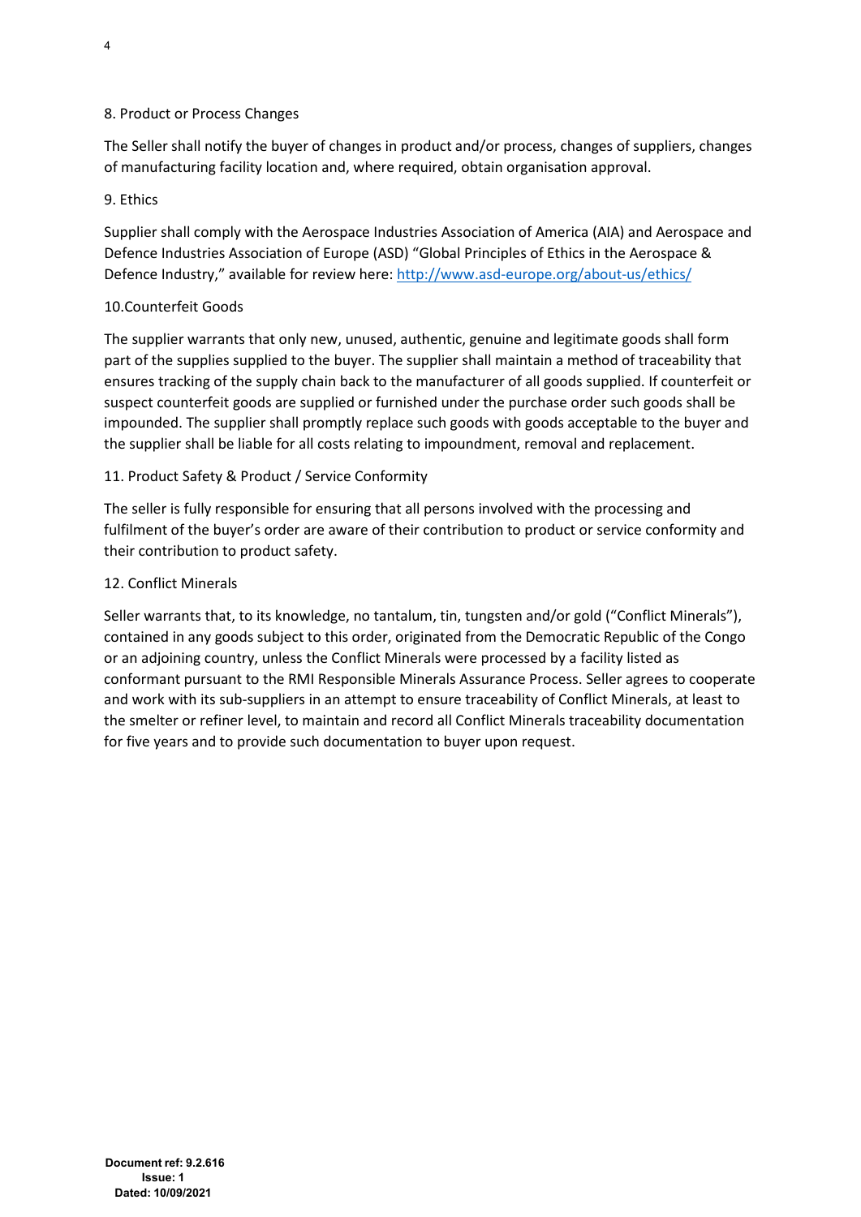8. Product or Process Changes

The Seller shall notify the buyer of changes in product and/or process, changes of suppliers, changes of manufacturing facility location and, where required, obtain organisation approval.

9. Ethics

Supplier shall comply with the Aerospace Industries Association of America (AIA) and Aerospace and Defence Industries Association of Europe (ASD) "Global Principles of Ethics in the Aerospace & Defence Industry," available for review here: [http://www.asd-europe.org/about-us/ethics/](http://www.asd-europe.org/about-us/ethics/)

10.Counterfeit Goods

The supplier warrants that only new, unused, authentic, genuine and legitimate goods shall form part of the supplies supplied to the buyer. The supplier shall maintain a method of traceability that ensures tracking of the supply chain back to the manufacturer of all goods supplied. If counterfeit or suspect counterfeit goods are supplied or furnished under the purchase order such goods shall be impounded. The supplier shall promptly replace such goods with goods acceptable to the buyer and the supplier shall be liable for all costs relating to impoundment, removal and replacement.

11. Product Safety & Product / Service Conformity

The seller is fully responsible for ensuring that all persons involved with the processing and fulfilment of the buyer's order are aware of their contribution to product or service conformity and their contribution to product safety.

12. Conflict Minerals

Seller warrants that, to its knowledge, no tantalum, tin, tungsten and/or gold ("Conflict Minerals"), contained in any goods subject to this order, originated from the Democratic Republic of the Congo or an adjoining country, unless the Conflict Minerals were processed by a facility listed as conformant pursuant to the RMI Responsible Minerals Assurance Process. Seller agrees to cooperate and work with its sub-suppliers in an attempt to ensure traceability of Conflict Minerals, at least to the smelter or refiner level, to maintain and record all Conflict Minerals traceability documentation for five years and to provide such documentation to buyer upon request.

**Document ref: 9.2.616**
**Issue: 1**
**Dated: 10/09/2021**